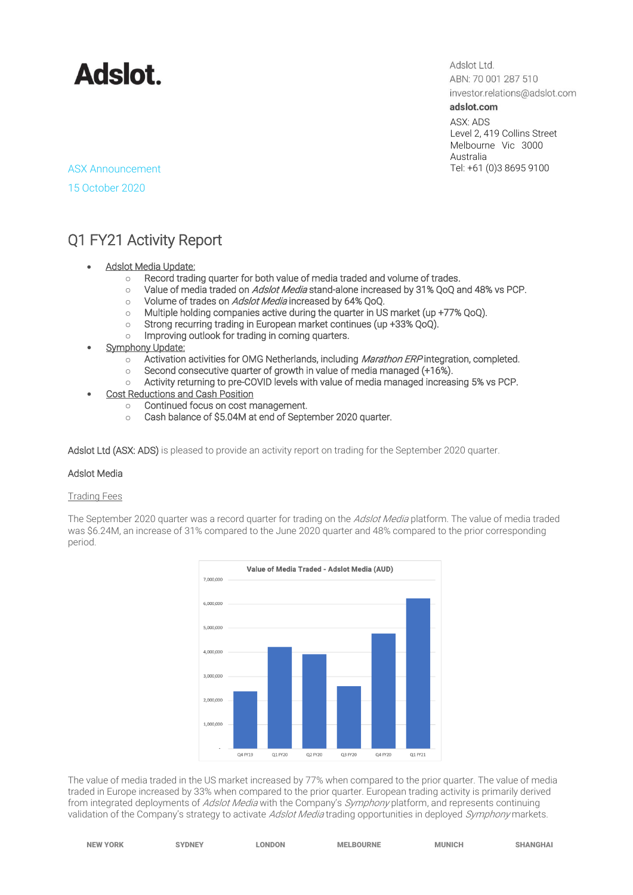# Adslot.

Adslot Ltd.
ABN: 70 001 287 510
investor.relations@adslot.com
**adslot.com**
ASX: ADS
Level 2, 419 Collins Street
Melbourne Vic 3000
Australia
Tel: +61 (0)3 8695 9100

ASX Announcement

15 October 2020

## Q1 FY21 Activity Report

- Adslot Media Update:
  - Record trading quarter for both value of media traded and volume of trades.
  - Value of media traded on *Adslot Media* stand-alone increased by 31% QoQ and 48% vs PCP.
  - Volume of trades on *Adslot Media* increased by 64% QoQ.
  - Multiple holding companies active during the quarter in US market (up +77% QoQ).
  - Strong recurring trading in European market continues (up +33% QoQ).
  - Improving outlook for trading in coming quarters.
- Symphony Update:
  - Activation activities for OMG Netherlands, including *Marathon ERP* integration, completed.
  - Second consecutive quarter of growth in value of media managed (+16%).
  - Activity returning to pre-COVID levels with value of media managed increasing 5% vs PCP.
- Cost Reductions and Cash Position
  - Continued focus on cost management.
  - Cash balance of $5.04M at end of September 2020 quarter.

Adslot Ltd (ASX: ADS) is pleased to provide an activity report on trading for the September 2020 quarter.

### Adslot Media

Trading Fees

The September 2020 quarter was a record quarter for trading on the *Adslot Media* platform. The value of media traded was $6.24M, an increase of 31% compared to the June 2020 quarter and 48% compared to the prior corresponding period.

Value of Media Traded - Adslot Media (AUD)

The value of media traded in the US market increased by 77% when compared to the prior quarter. The value of media traded in Europe increased by 33% when compared to the prior quarter. European trading activity is primarily derived from integrated deployments of *Adslot Media* with the Company's *Symphony* platform, and represents continuing validation of the Company's strategy to activate *Adslot Media* trading opportunities in deployed *Symphony* markets.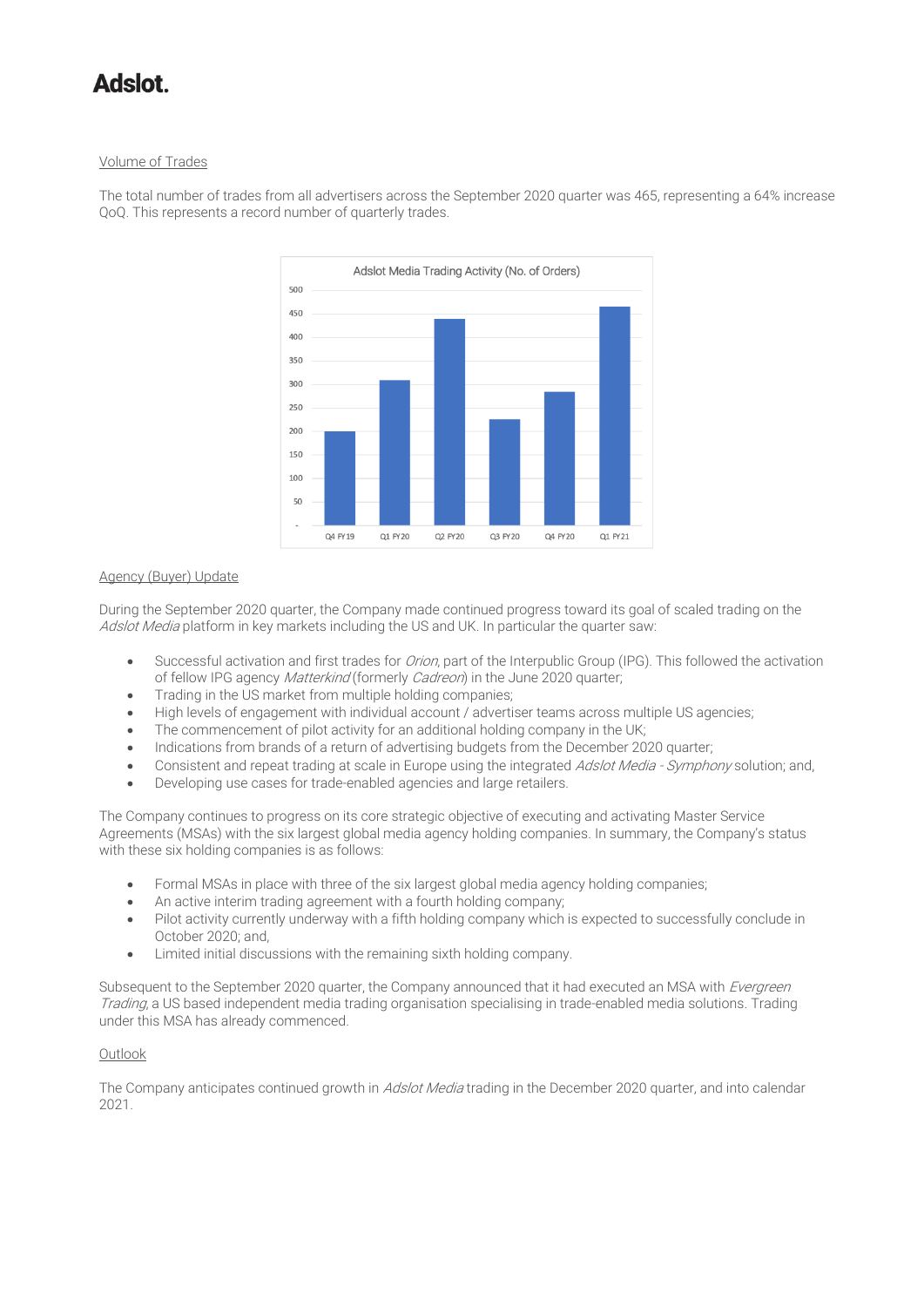Volume of Trades

The total number of trades from all advertisers across the September 2020 quarter was 465, representing a 64% increase QoQ. This represents a record number of quarterly trades.

Adslot Media Trading Activity (No. of Orders)

Agency (Buyer) Update

During the September 2020 quarter, the Company made continued progress toward its goal of scaled trading on the *Adslot Media* platform in key markets including the US and UK. In particular the quarter saw:

- Successful activation and first trades for *Orion*, part of the Interpublic Group (IPG). This followed the activation of fellow IPG agency *Matterkind* (formerly *Cadreon*) in the June 2020 quarter;
- Trading in the US market from multiple holding companies;
- High levels of engagement with individual account / advertiser teams across multiple US agencies;
- The commencement of pilot activity for an additional holding company in the UK;
- Indications from brands of a return of advertising budgets from the December 2020 quarter;
- Consistent and repeat trading at scale in Europe using the integrated *Adslot Media - Symphony* solution; and,
- Developing use cases for trade-enabled agencies and large retailers.

The Company continues to progress on its core strategic objective of executing and activating Master Service Agreements (MSAs) with the six largest global media agency holding companies. In summary, the Company's status with these six holding companies is as follows:

- Formal MSAs in place with three of the six largest global media agency holding companies;
- An active interim trading agreement with a fourth holding company;
- Pilot activity currently underway with a fifth holding company which is expected to successfully conclude in October 2020; and,
- Limited initial discussions with the remaining sixth holding company.

Subsequent to the September 2020 quarter, the Company announced that it had executed an MSA with *Evergreen Trading*, a US based independent media trading organisation specialising in trade-enabled media solutions. Trading under this MSA has already commenced.

Outlook

The Company anticipates continued growth in *Adslot Media* trading in the December 2020 quarter, and into calendar 2021.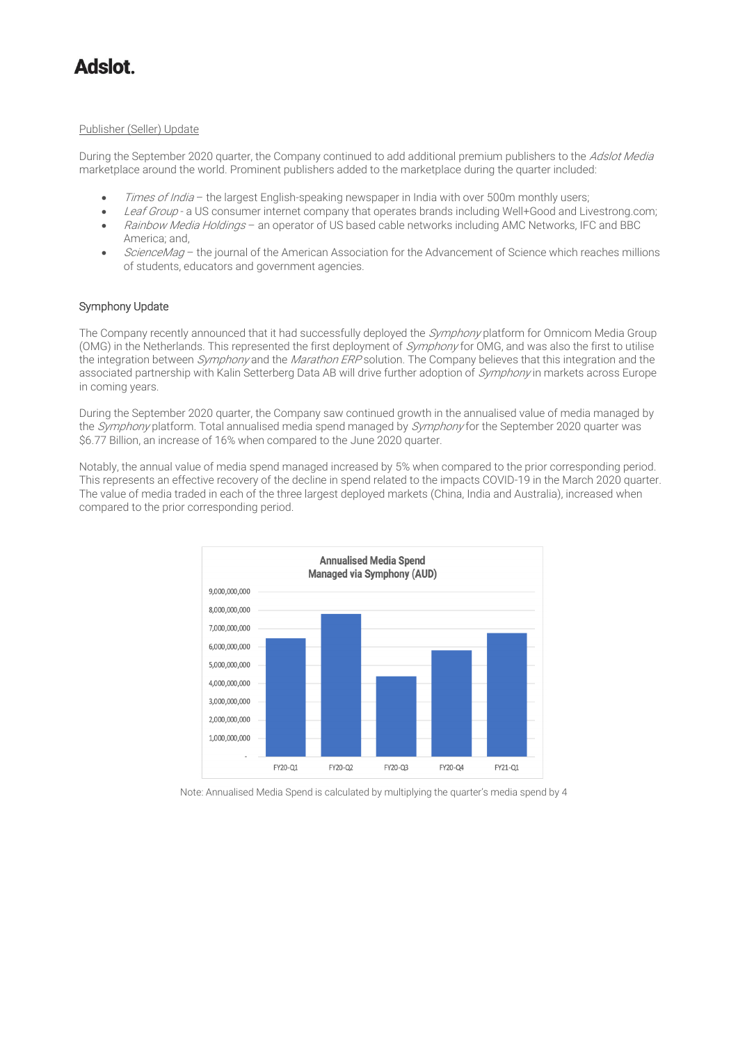<u>Publisher (Seller) Update</u>

During the September 2020 quarter, the Company continued to add additional premium publishers to the *Adslot Media* marketplace around the world. Prominent publishers added to the marketplace during the quarter included:

- *Times of India* – the largest English-speaking newspaper in India with over 500m monthly users;
- *Leaf Group* - a US consumer internet company that operates brands including Well+Good and Livestrong.com;
- *Rainbow Media Holdings* – an operator of US based cable networks including AMC Networks, IFC and BBC America; and,
- *ScienceMag* – the journal of the American Association for the Advancement of Science which reaches millions of students, educators and government agencies.

## Symphony Update

The Company recently announced that it had successfully deployed the *Symphony* platform for Omnicom Media Group (OMG) in the Netherlands. This represented the first deployment of *Symphony* for OMG, and was also the first to utilise the integration between *Symphony* and the *Marathon ERP* solution. The Company believes that this integration and the associated partnership with Kalin Setterberg Data AB will drive further adoption of *Symphony* in markets across Europe in coming years.

During the September 2020 quarter, the Company saw continued growth in the annualised value of media managed by the *Symphony* platform. Total annualised media spend managed by *Symphony* for the September 2020 quarter was $6.77 Billion, an increase of 16% when compared to the June 2020 quarter.

Notably, the annual value of media spend managed increased by 5% when compared to the prior corresponding period. This represents an effective recovery of the decline in spend related to the impacts COVID-19 in the March 2020 quarter. The value of media traded in each of the three largest deployed markets (China, India and Australia), increased when compared to the prior corresponding period.

**Annualised Media Spend Managed via Symphony (AUD)**

Note: Annualised Media Spend is calculated by multiplying the quarter's media spend by 4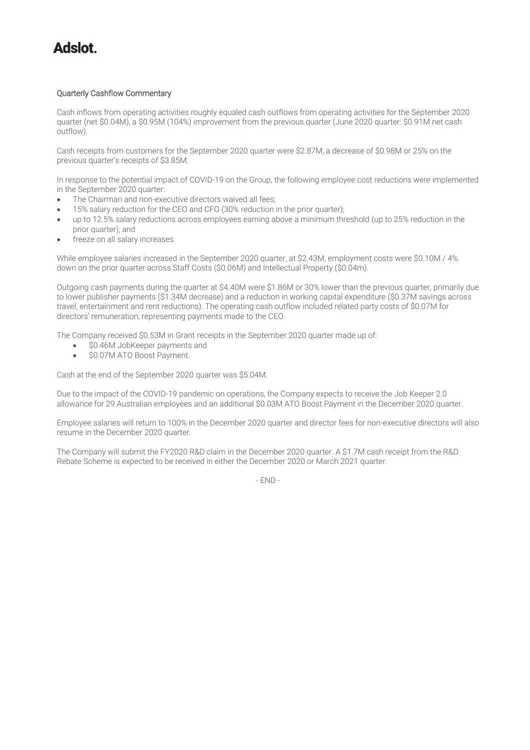# Adslot.

## Quarterly Cashflow Commentary

Cash inflows from operating activities roughly equaled cash outflows from operating activities for the September 2020 quarter (net $0.04M), a $0.95M (104%) improvement from the previous quarter (June 2020 quarter: $0.91M net cash outflow).

Cash receipts from customers for the September 2020 quarter were $2.87M, a decrease of $0.98M or 25% on the previous quarter's receipts of $3.85M.

In response to the potential impact of COVID-19 on the Group, the following employee cost reductions were implemented in the September 2020 quarter:

- The Chairman and non-executive directors waived all fees;
- 15% salary reduction for the CEO and CFO (30% reduction in the prior quarter);
- up to 12.5% salary reductions across employees earning above a minimum threshold (up to 25% reduction in the prior quarter); and
- freeze on all salary increases.

While employee salaries increased in the September 2020 quarter, at $2.43M, employment costs were $0.10M / 4% down on the prior quarter across Staff Costs ($0.06M) and Intellectual Property ($0.04m).

Outgoing cash payments during the quarter at $4.40M were $1.86M or 30% lower than the previous quarter, primarily due to lower publisher payments ($1.34M decrease) and a reduction in working capital expenditure ($0.37M savings across travel, entertainment and rent reductions). The operating cash outflow included related party costs of $0.07M for directors' remuneration, representing payments made to the CEO.

The Company received $0.53M in Grant receipts in the September 2020 quarter made up of:

- $0.46M JobKeeper payments and
- $0.07M ATO Boost Payment.

Cash at the end of the September 2020 quarter was $5.04M.

Due to the impact of the COVID-19 pandemic on operations, the Company expects to receive the Job Keeper 2.0 allowance for 29 Australian employees and an additional $0.03M ATO Boost Payment in the December 2020 quarter.

Employee salaries will return to 100% in the December 2020 quarter and director fees for non-executive directors will also resume in the December 2020 quarter.

The Company will submit the FY2020 R&D claim in the December 2020 quarter. A $1.7M cash receipt from the R&D Rebate Scheme is expected to be received in either the December 2020 or March 2021 quarter.

- END -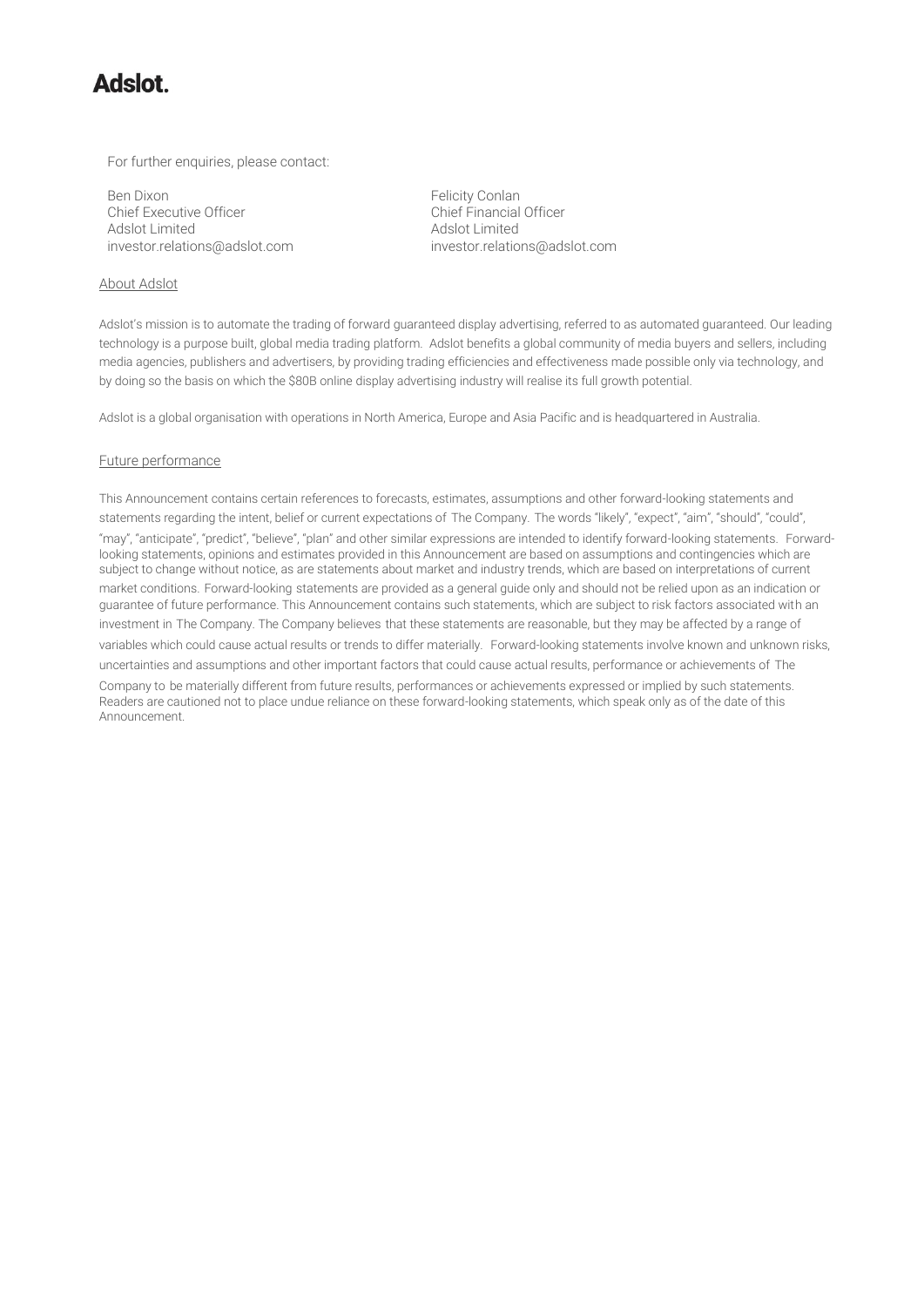# Adslot.

For further enquiries, please contact:

Ben Dixon
Chief Executive Officer
Adslot Limited
investor.relations@adslot.com

Felicity Conlan
Chief Financial Officer
Adslot Limited
investor.relations@adslot.com

## About Adslot

Adslot's mission is to automate the trading of forward guaranteed display advertising, referred to as automated guaranteed. Our leading technology is a purpose built, global media trading platform. Adslot benefits a global community of media buyers and sellers, including media agencies, publishers and advertisers, by providing trading efficiencies and effectiveness made possible only via technology, and by doing so the basis on which the $80B online display advertising industry will realise its full growth potential.

Adslot is a global organisation with operations in North America, Europe and Asia Pacific and is headquartered in Australia.

## Future performance

This Announcement contains certain references to forecasts, estimates, assumptions and other forward-looking statements and statements regarding the intent, belief or current expectations of The Company. The words "likely", "expect", "aim", "should", "could", "may", "anticipate", "predict", "believe", "plan" and other similar expressions are intended to identify forward-looking statements. Forward-looking statements, opinions and estimates provided in this Announcement are based on assumptions and contingencies which are subject to change without notice, as are statements about market and industry trends, which are based on interpretations of current market conditions. Forward-looking statements are provided as a general guide only and should not be relied upon as an indication or guarantee of future performance. This Announcement contains such statements, which are subject to risk factors associated with an investment in The Company. The Company believes that these statements are reasonable, but they may be affected by a range of variables which could cause actual results or trends to differ materially. Forward-looking statements involve known and unknown risks, uncertainties and assumptions and other important factors that could cause actual results, performance or achievements of The Company to be materially different from future results, performances or achievements expressed or implied by such statements. Readers are cautioned not to place undue reliance on these forward-looking statements, which speak only as of the date of this Announcement.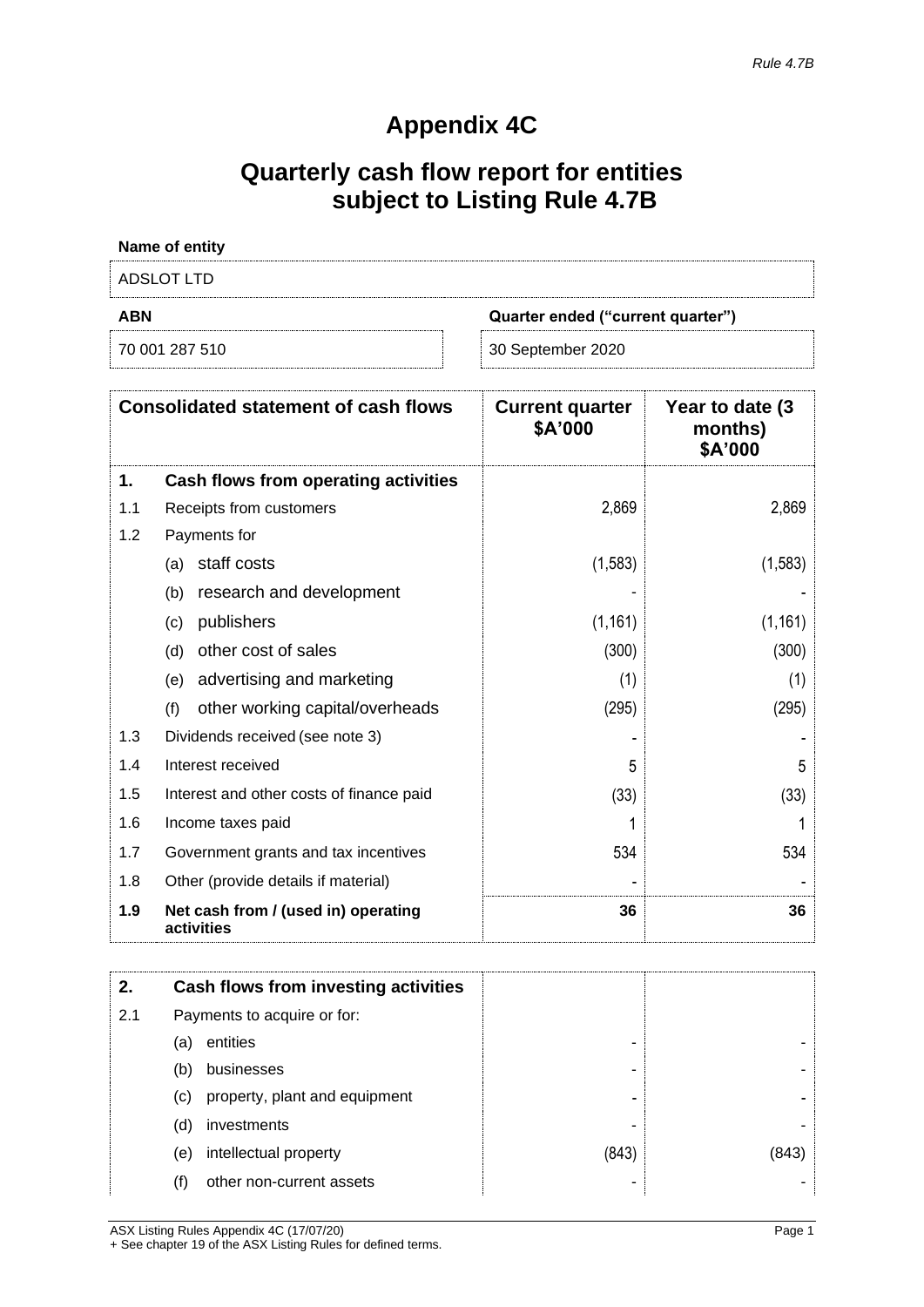*Rule 4.7B*

# Appendix 4C

## Quarterly cash flow report for entities subject to Listing Rule 4.7B

**Name of entity**

ADSLOT LTD

| ABN | Quarter ended ("current quarter") |
|---|---|
| 70 001 287 510 | 30 September 2020 |

| | Consolidated statement of cash flows | Current quarter $A'000 | Year to date (3 months) $A'000 |
|---|---|---|---|
| **1.** | **Cash flows from operating activities** | | |
| 1.1 | Receipts from customers | 2,869 | 2,869 |
| 1.2 | Payments for | | |
| | (a) staff costs | (1,583) | (1,583) |
| | (b) research and development | - | - |
| | (c) publishers | (1,161) | (1,161) |
| | (d) other cost of sales | (300) | (300) |
| | (e) advertising and marketing | (1) | (1) |
| | (f) other working capital/overheads | (295) | (295) |
| 1.3 | Dividends received (see note 3) | - | - |
| 1.4 | Interest received | 5 | 5 |
| 1.5 | Interest and other costs of finance paid | (33) | (33) |
| 1.6 | Income taxes paid | 1 | 1 |
| 1.7 | Government grants and tax incentives | 534 | 534 |
| 1.8 | Other (provide details if material) | - | - |
| **1.9** | **Net cash from / (used in) operating activities** | **36** | **36** |

| | | | |
|---|---|---|---|
| **2.** | **Cash flows from investing activities** | | |
| 2.1 | Payments to acquire or for: | | |
| | (a) entities | - | - |
| | (b) businesses | - | - |
| | (c) property, plant and equipment | - | - |
| | (d) investments | - | - |
| | (e) intellectual property | (843) | (843) |
| | (f) other non-current assets | - | - |

ASX Listing Rules Appendix 4C (17/07/20)
+ See chapter 19 of the ASX Listing Rules for defined terms.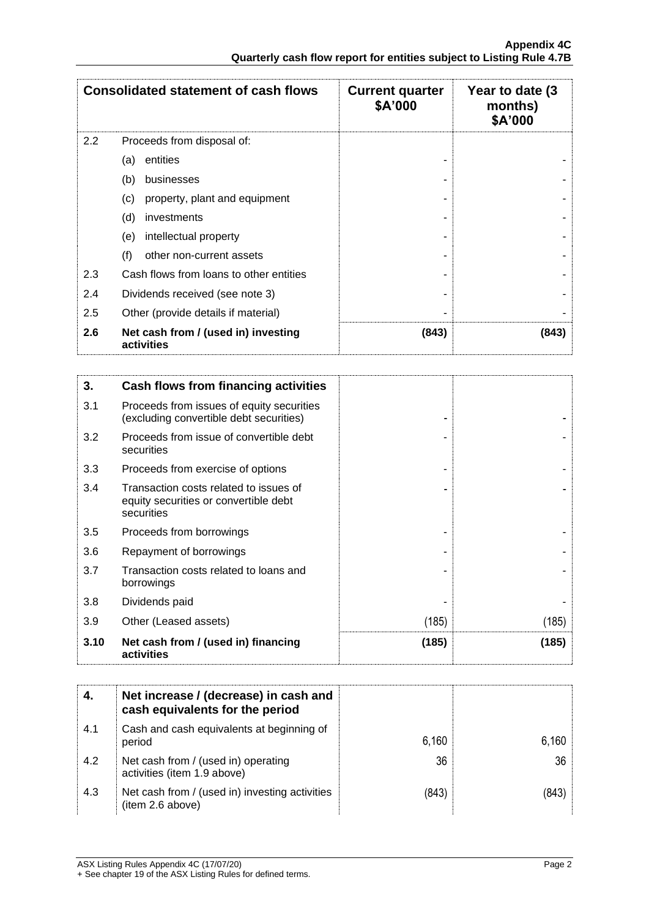| Consolidated statement of cash flows | | Current quarter $A'000 | Year to date (3 months) $A'000 |
|---|---|---|---|
| 2.2 | Proceeds from disposal of: | | |
| | (a) entities | - | - |
| | (b) businesses | - | - |
| | (c) property, plant and equipment | - | - |
| | (d) investments | - | - |
| | (e) intellectual property | - | - |
| | (f) other non-current assets | - | - |
| 2.3 | Cash flows from loans to other entities | - | - |
| 2.4 | Dividends received (see note 3) | - | - |
| 2.5 | Other (provide details if material) | - | - |
| **2.6** | **Net cash from / (used in) investing activities** | **(843)** | **(843)** |

| **3.** | **Cash flows from financing activities** | | |
|---|---|---|---|
| 3.1 | Proceeds from issues of equity securities (excluding convertible debt securities) | - | - |
| 3.2 | Proceeds from issue of convertible debt securities | - | - |
| 3.3 | Proceeds from exercise of options | - | - |
| 3.4 | Transaction costs related to issues of equity securities or convertible debt securities | - | - |
| 3.5 | Proceeds from borrowings | - | - |
| 3.6 | Repayment of borrowings | - | - |
| 3.7 | Transaction costs related to loans and borrowings | - | - |
| 3.8 | Dividends paid | - | - |
| 3.9 | Other (Leased assets) | (185) | (185) |
| **3.10** | **Net cash from / (used in) financing activities** | **(185)** | **(185)** |

| **4.** | **Net increase / (decrease) in cash and cash equivalents for the period** | | |
|---|---|---|---|
| 4.1 | Cash and cash equivalents at beginning of period | 6,160 | 6,160 |
| 4.2 | Net cash from / (used in) operating activities (item 1.9 above) | 36 | 36 |
| 4.3 | Net cash from / (used in) investing activities (item 2.6 above) | (843) | (843) |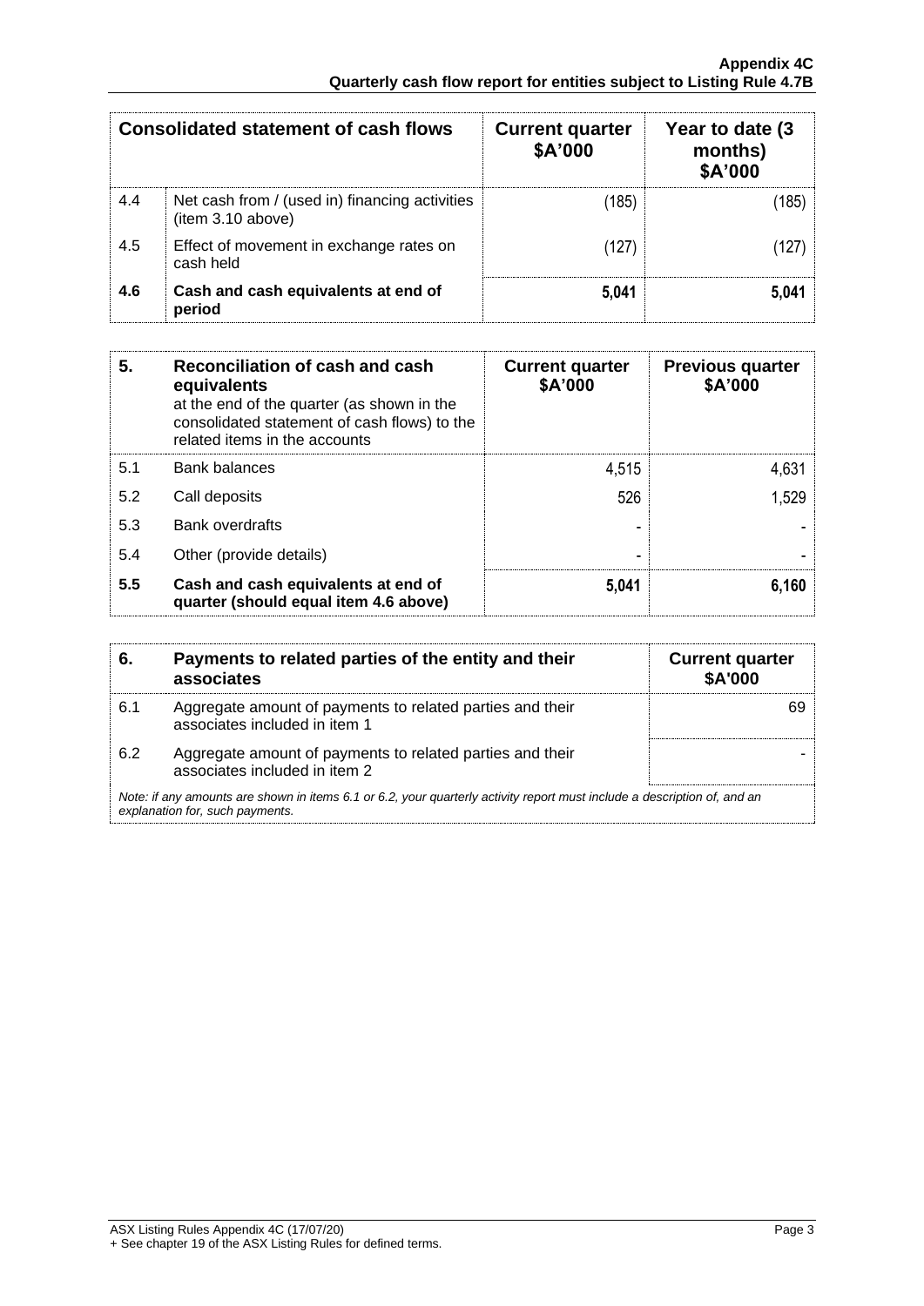| | Consolidated statement of cash flows | Current quarter $A'000 | Year to date (3 months) $A'000 |
|---|---|---|---|
| 4.4 | Net cash from / (used in) financing activities (item 3.10 above) | (185) | (185) |
| 4.5 | Effect of movement in exchange rates on cash held | (127) | (127) |
| **4.6** | **Cash and cash equivalents at end of period** | **5,041** | **5,041** |

| **5.** | **Reconciliation of cash and cash equivalents** at the end of the quarter (as shown in the consolidated statement of cash flows) to the related items in the accounts | **Current quarter $A'000** | **Previous quarter $A'000** |
|---|---|---|---|
| 5.1 | Bank balances | 4,515 | 4,631 |
| 5.2 | Call deposits | 526 | 1,529 |
| 5.3 | Bank overdrafts | - | - |
| 5.4 | Other (provide details) | - | - |
| **5.5** | **Cash and cash equivalents at end of quarter (should equal item 4.6 above)** | **5,041** | **6,160** |

| **6.** | **Payments to related parties of the entity and their associates** | **Current quarter $A'000** |
|---|---|---|
| 6.1 | Aggregate amount of payments to related parties and their associates included in item 1 | 69 |
| 6.2 | Aggregate amount of payments to related parties and their associates included in item 2 | - |

*Note: if any amounts are shown in items 6.1 or 6.2, your quarterly activity report must include a description of, and an explanation for, such payments.*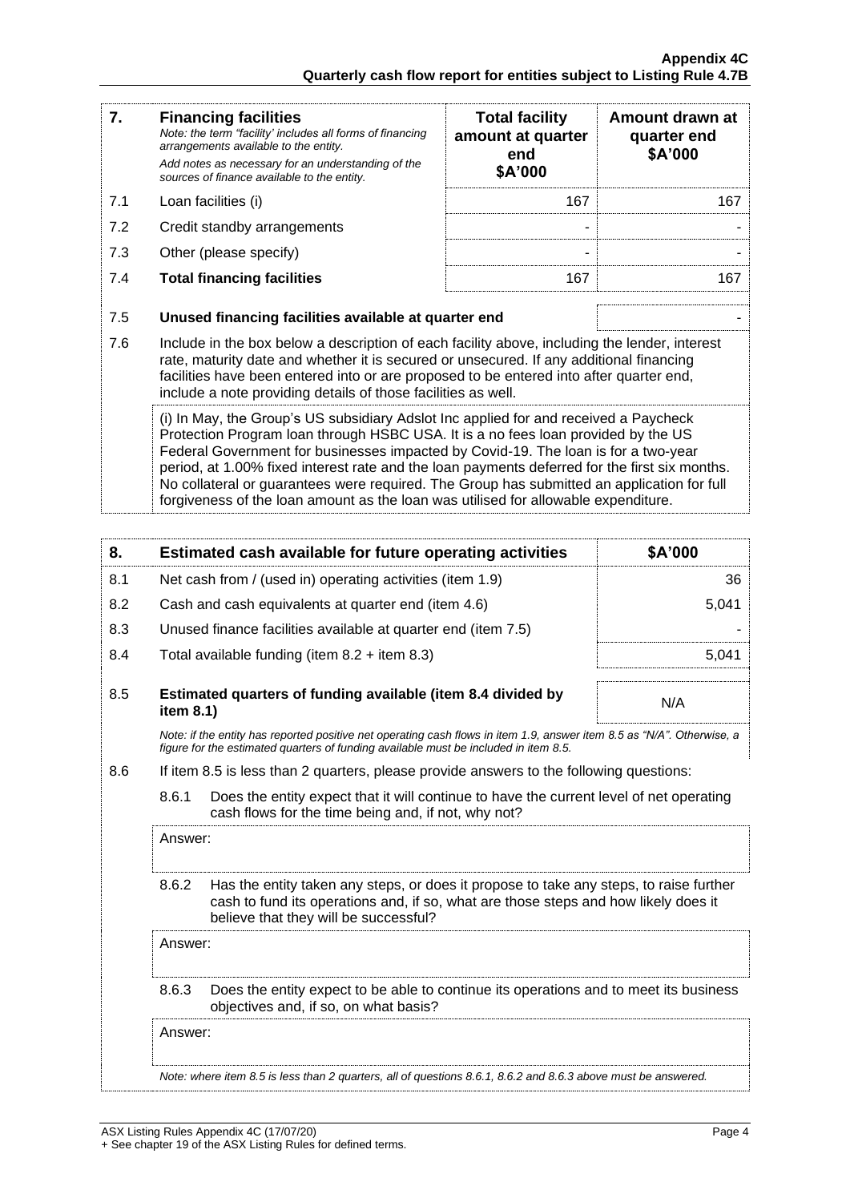| 7. | **Financing facilities**<br>*Note: the term "facility' includes all forms of financing arrangements available to the entity.*<br>*Add notes as necessary for an understanding of the sources of finance available to the entity.* | **Total facility amount at quarter end \$A'000** | **Amount drawn at quarter end \$A'000** |
|---|---|---|---|
| 7.1 | Loan facilities (i) | 167 | 167 |
| 7.2 | Credit standby arrangements | - | - |
| 7.3 | Other (please specify) | - | - |
| 7.4 | **Total financing facilities** | 167 | 167 |

| | | |
|---|---|---|
| 7.5 | **Unused financing facilities available at quarter end** | - |

7.6 Include in the box below a description of each facility above, including the lender, interest rate, maturity date and whether it is secured or unsecured. If any additional financing facilities have been entered into or are proposed to be entered into after quarter end, include a note providing details of those facilities as well.

(i) In May, the Group's US subsidiary Adslot Inc applied for and received a Paycheck Protection Program loan through HSBC USA. It is a no fees loan provided by the US Federal Government for businesses impacted by Covid-19. The loan is for a two-year period, at 1.00% fixed interest rate and the loan payments deferred for the first six months. No collateral or guarantees were required. The Group has submitted an application for full forgiveness of the loan amount as the loan was utilised for allowable expenditure.

| 8. | **Estimated cash available for future operating activities** | **\$A'000** |
|---|---|---|
| 8.1 | Net cash from / (used in) operating activities (item 1.9) | 36 |
| 8.2 | Cash and cash equivalents at quarter end (item 4.6) | 5,041 |
| 8.3 | Unused finance facilities available at quarter end (item 7.5) | - |
| 8.4 | Total available funding (item 8.2 + item 8.3) | 5,041 |
| 8.5 | **Estimated quarters of funding available (item 8.4 divided by item 8.1)** | N/A |

*Note: if the entity has reported positive net operating cash flows in item 1.9, answer item 8.5 as "N/A". Otherwise, a figure for the estimated quarters of funding available must be included in item 8.5.*

8.6 If item 8.5 is less than 2 quarters, please provide answers to the following questions:

8.6.1 Does the entity expect that it will continue to have the current level of net operating cash flows for the time being and, if not, why not?

Answer:

8.6.2 Has the entity taken any steps, or does it propose to take any steps, to raise further cash to fund its operations and, if so, what are those steps and how likely does it believe that they will be successful?

Answer:

8.6.3 Does the entity expect to be able to continue its operations and to meet its business objectives and, if so, on what basis?

Answer:

*Note: where item 8.5 is less than 2 quarters, all of questions 8.6.1, 8.6.2 and 8.6.3 above must be answered.*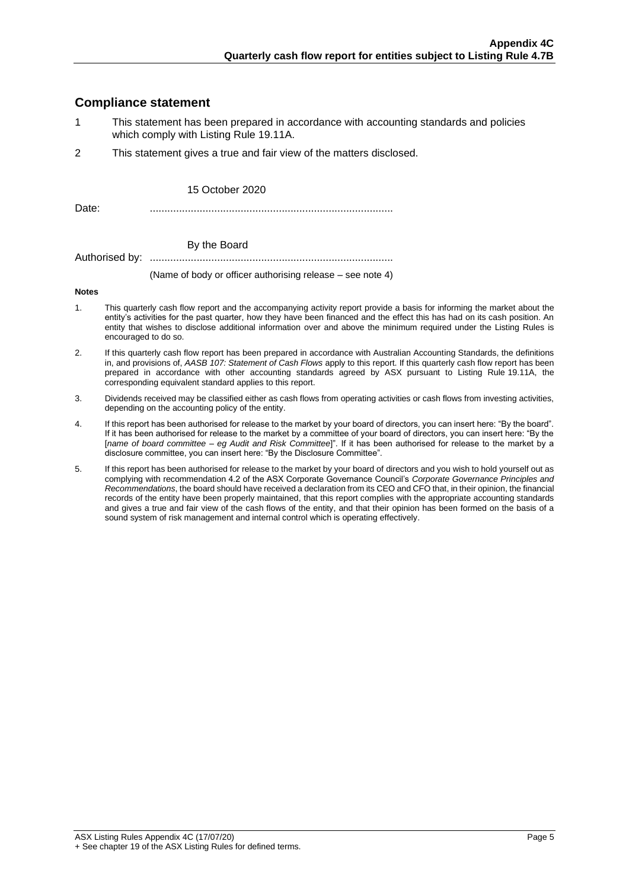## Compliance statement

1 This statement has been prepared in accordance with accounting standards and policies which comply with Listing Rule 19.11A.

2 This statement gives a true and fair view of the matters disclosed.

Date: 15 October 2020

Authorised by: By the Board

(Name of body or officer authorising release – see note 4)

**Notes**

1. This quarterly cash flow report and the accompanying activity report provide a basis for informing the market about the entity's activities for the past quarter, how they have been financed and the effect this has had on its cash position. An entity that wishes to disclose additional information over and above the minimum required under the Listing Rules is encouraged to do so.

2. If this quarterly cash flow report has been prepared in accordance with Australian Accounting Standards, the definitions in, and provisions of, *AASB 107: Statement of Cash Flows* apply to this report. If this quarterly cash flow report has been prepared in accordance with other accounting standards agreed by ASX pursuant to Listing Rule 19.11A, the corresponding equivalent standard applies to this report.

3. Dividends received may be classified either as cash flows from operating activities or cash flows from investing activities, depending on the accounting policy of the entity.

4. If this report has been authorised for release to the market by your board of directors, you can insert here: "By the board". If it has been authorised for release to the market by a committee of your board of directors, you can insert here: "By the [*name of board committee – eg Audit and Risk Committee*]". If it has been authorised for release to the market by a disclosure committee, you can insert here: "By the Disclosure Committee".

5. If this report has been authorised for release to the market by your board of directors and you wish to hold yourself out as complying with recommendation 4.2 of the ASX Corporate Governance Council's *Corporate Governance Principles and Recommendations*, the board should have received a declaration from its CEO and CFO that, in their opinion, the financial records of the entity have been properly maintained, that this report complies with the appropriate accounting standards and gives a true and fair view of the cash flows of the entity, and that their opinion has been formed on the basis of a sound system of risk management and internal control which is operating effectively.